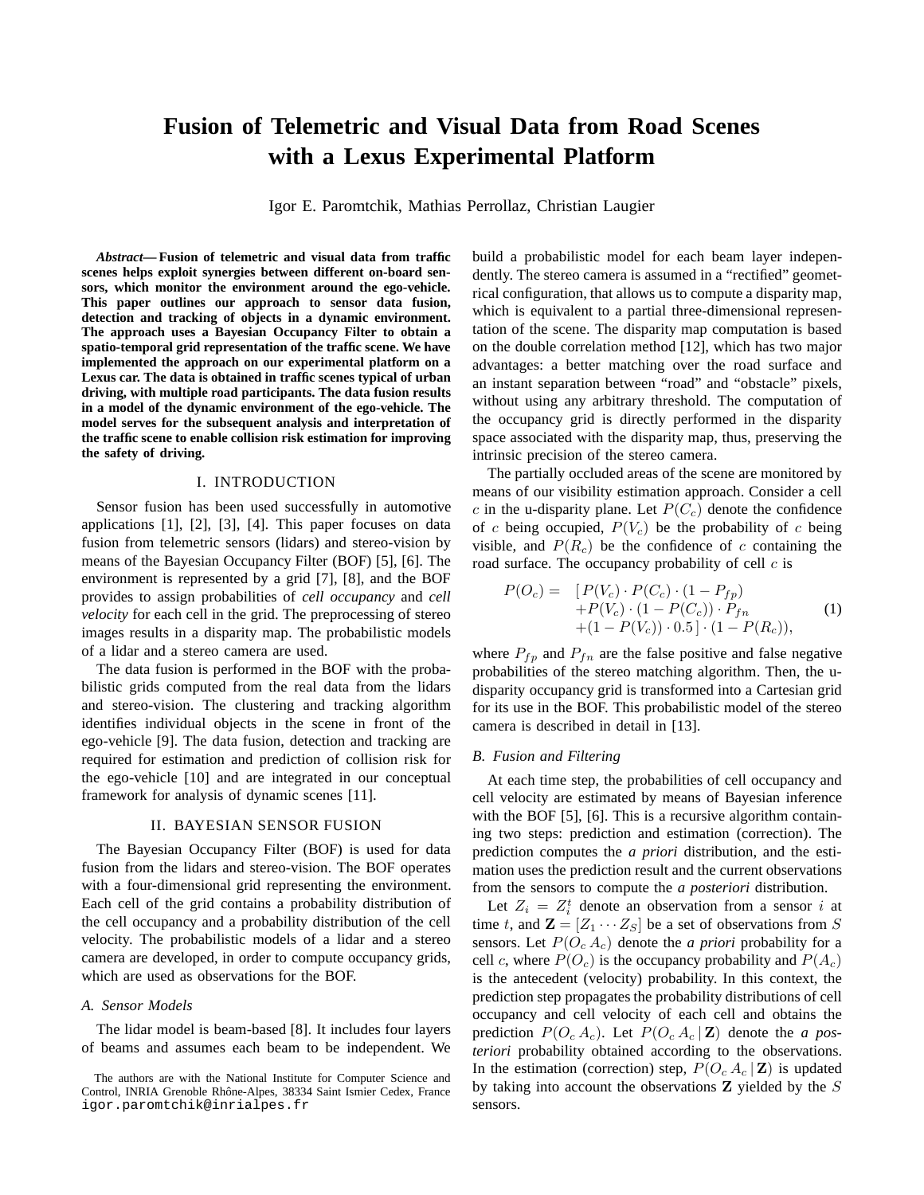# Fusion of Telemetric and Visual Data from Road Scenes with a Lexus Experimental Platform

Igor E. Paromtchik, Mathias Perrollaz, Christian Laugier

***Abstract*— Fusion of telemetric and visual data from traffic scenes helps exploit synergies between different on-board sensors, which monitor the environment around the ego-vehicle. This paper outlines our approach to sensor data fusion, detection and tracking of objects in a dynamic environment. The approach uses a Bayesian Occupancy Filter to obtain a spatio-temporal grid representation of the traffic scene. We have implemented the approach on our experimental platform on a Lexus car. The data is obtained in traffic scenes typical of urban driving, with multiple road participants. The data fusion results in a model of the dynamic environment of the ego-vehicle. The model serves for the subsequent analysis and interpretation of the traffic scene to enable collision risk estimation for improving the safety of driving.**

## I. INTRODUCTION

Sensor fusion has been used successfully in automotive applications [1], [2], [3], [4]. This paper focuses on data fusion from telemetric sensors (lidars) and stereo-vision by means of the Bayesian Occupancy Filter (BOF) [5], [6]. The environment is represented by a grid [7], [8], and the BOF provides to assign probabilities of *cell occupancy* and *cell velocity* for each cell in the grid. The preprocessing of stereo images results in a disparity map. The probabilistic models of a lidar and a stereo camera are used.

The data fusion is performed in the BOF with the probabilistic grids computed from the real data from the lidars and stereo-vision. The clustering and tracking algorithm identifies individual objects in the scene in front of the ego-vehicle [9]. The data fusion, detection and tracking are required for estimation and prediction of collision risk for the ego-vehicle [10] and are integrated in our conceptual framework for analysis of dynamic scenes [11].

## II. BAYESIAN SENSOR FUSION

The Bayesian Occupancy Filter (BOF) is used for data fusion from the lidars and stereo-vision. The BOF operates with a four-dimensional grid representing the environment. Each cell of the grid contains a probability distribution of the cell occupancy and a probability distribution of the cell velocity. The probabilistic models of a lidar and a stereo camera are developed, in order to compute occupancy grids, which are used as observations for the BOF.

### A. Sensor Models

The lidar model is beam-based [8]. It includes four layers of beams and assumes each beam to be independent. We build a probabilistic model for each beam layer independently. The stereo camera is assumed in a "rectified" geometrical configuration, that allows us to compute a disparity map, which is equivalent to a partial three-dimensional representation of the scene. The disparity map computation is based on the double correlation method [12], which has two major advantages: a better matching over the road surface and an instant separation between "road" and "obstacle" pixels, without using any arbitrary threshold. The computation of the occupancy grid is directly performed in the disparity space associated with the disparity map, thus, preserving the intrinsic precision of the stereo camera.

The partially occluded areas of the scene are monitored by means of our visibility estimation approach. Consider a cell $c$ in the u-disparity plane. Let $P(C_c)$ denote the confidence of $c$ being occupied, $P(V_c)$ be the probability of $c$ being visible, and $P(R_c)$ be the confidence of $c$ containing the road surface. The occupancy probability of cell $c$ is

$$
\begin{aligned}
P(O_c) = \quad & [\, P(V_c) \cdot P(C_c) \cdot (1 - P_{fp}) \\
& + P(V_c) \cdot (1 - P(C_c)) \cdot P_{fn} \\
& + (1 - P(V_c)) \cdot 0.5 \,] \cdot (1 - P(R_c)),
\end{aligned} \tag{1}
$$

where $P_{fp}$ and $P_{fn}$ are the false positive and false negative probabilities of the stereo matching algorithm. Then, the u-disparity occupancy grid is transformed into a Cartesian grid for its use in the BOF. This probabilistic model of the stereo camera is described in detail in [13].

### B. Fusion and Filtering

At each time step, the probabilities of cell occupancy and cell velocity are estimated by means of Bayesian inference with the BOF [5], [6]. This is a recursive algorithm containing two steps: prediction and estimation (correction). The prediction computes the *a priori* distribution, and the estimation uses the prediction result and the current observations from the sensors to compute the *a posteriori* distribution.

Let $Z_i = Z_i^t$ denote an observation from a sensor $i$ at time $t$, and $\mathbf{Z} = [Z_1 \cdots Z_S]$ be a set of observations from $S$ sensors. Let $P(O_c\, A_c)$ denote the *a priori* probability for a cell $c$, where $P(O_c)$ is the occupancy probability and $P(A_c)$ is the antecedent (velocity) probability. In this context, the prediction step propagates the probability distributions of cell occupancy and cell velocity of each cell and obtains the prediction $P(O_c\, A_c)$. Let $P(O_c\, A_c \,|\, \mathbf{Z})$ denote the *a posteriori* probability obtained according to the observations. In the estimation (correction) step, $P(O_c\, A_c \,|\, \mathbf{Z})$ is updated by taking into account the observations $\mathbf{Z}$ yielded by the $S$ sensors.

The authors are with the National Institute for Computer Science and Control, INRIA Grenoble Rhône-Alpes, 38334 Saint Ismier Cedex, France igor.paromtchik@inrialpes.fr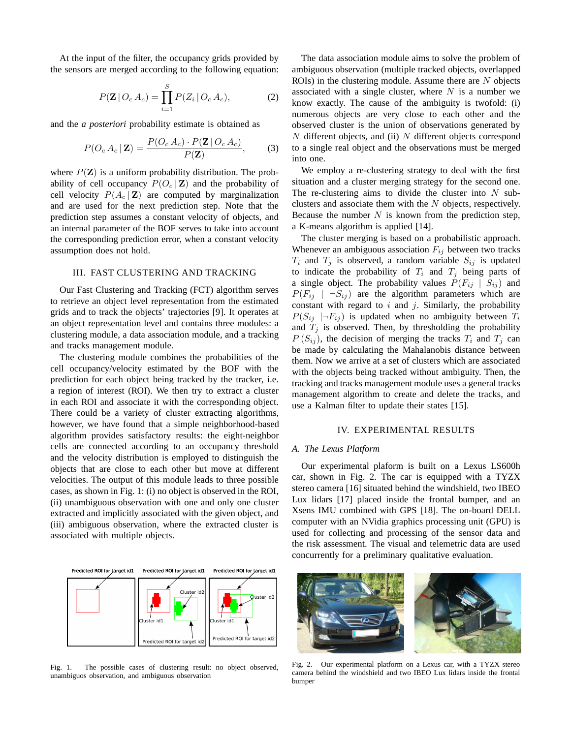At the input of the filter, the occupancy grids provided by the sensors are merged according to the following equation:

$$P(\mathbf{Z} \,|\, O_c\, A_c) = \prod_{i=1}^{S} P(Z_i \,|\, O_c\, A_c), \tag{2}$$

and the *a posteriori* probability estimate is obtained as

$$P(O_c\, A_c \,|\, \mathbf{Z}) = \frac{P(O_c\, A_c) \cdot P(\mathbf{Z} \,|\, O_c\, A_c)}{P(\mathbf{Z})}, \tag{3}$$

where $P(\mathbf{Z})$ is a uniform probability distribution. The probability of cell occupancy $P(O_c \,|\, \mathbf{Z})$ and the probability of cell velocity $P(A_c \,|\, \mathbf{Z})$ are computed by marginalization and are used for the next prediction step. Note that the prediction step assumes a constant velocity of objects, and an internal parameter of the BOF serves to take into account the corresponding prediction error, when a constant velocity assumption does not hold.

## III. FAST CLUSTERING AND TRACKING

Our Fast Clustering and Tracking (FCT) algorithm serves to retrieve an object level representation from the estimated grids and to track the objects' trajectories [9]. It operates at an object representation level and contains three modules: a clustering module, a data association module, and a tracking and tracks management module.

The clustering module combines the probabilities of the cell occupancy/velocity estimated by the BOF with the prediction for each object being tracked by the tracker, i.e. a region of interest (ROI). We then try to extract a cluster in each ROI and associate it with the corresponding object. There could be a variety of cluster extracting algorithms, however, we have found that a simple neighborhood-based algorithm provides satisfactory results: the eight-neighbor cells are connected according to an occupancy threshold and the velocity distribution is employed to distinguish the objects that are close to each other but move at different velocities. The output of this module leads to three possible cases, as shown in Fig. 1: (i) no object is observed in the ROI, (ii) unambiguous observation with one and only one cluster extracted and implicitly associated with the given object, and (iii) ambiguous observation, where the extracted cluster is associated with multiple objects.

Predicted ROI for target id1
Predicted ROI for target id1
Cluster id2
Cluster id1
Predicted ROI for target id2
Predicted ROI for target id1
Cluster id2
Cluster id1
Predicted ROI for target id2

Fig. 1. The possible cases of clustering result: no object observed, unambiguos observation, and ambiguous observation

The data association module aims to solve the problem of ambiguous observation (multiple tracked objects, overlapped ROIs) in the clustering module. Assume there are $N$ objects associated with a single cluster, where $N$ is a number we know exactly. The cause of the ambiguity is twofold: (i) numerous objects are very close to each other and the observed cluster is the union of observations generated by $N$ different objects, and (ii) $N$ different objects correspond to a single real object and the observations must be merged into one.

We employ a re-clustering strategy to deal with the first situation and a cluster merging strategy for the second one. The re-clustering aims to divide the cluster into $N$ sub-clusters and associate them with the $N$ objects, respectively. Because the number $N$ is known from the prediction step, a K-means algorithm is applied [14].

The cluster merging is based on a probabilistic approach. Whenever an ambiguous association $F_{ij}$ between two tracks $T_i$ and $T_j$ is observed, a random variable $S_{ij}$ is updated to indicate the probability of $T_i$ and $T_j$ being parts of a single object. The probability values $P(F_{ij} \mid S_{ij})$ and $P(F_{ij} \mid \neg S_{ij})$ are the algorithm parameters which are constant with regard to $i$ and $j$. Similarly, the probability $P(S_{ij} \mid \neg F_{ij})$ is updated when no ambiguity between $T_i$ and $T_j$ is observed. Then, by thresholding the probability $P\left(S_{ij}\right)$, the decision of merging the tracks $T_i$ and $T_j$ can be made by calculating the Mahalanobis distance between them. Now we arrive at a set of clusters which are associated with the objects being tracked without ambiguity. Then, the tracking and tracks management module uses a general tracks management algorithm to create and delete the tracks, and use a Kalman filter to update their states [15].

## IV. EXPERIMENTAL RESULTS

### *A. The Lexus Platform*

Our experimental plaform is built on a Lexus LS600h car, shown in Fig. 2. The car is equipped with a TYZX stereo camera [16] situated behind the windshield, two IBEO Lux lidars [17] placed inside the frontal bumper, and an Xsens IMU combined with GPS [18]. The on-board DELL computer with an NVidia graphics processing unit (GPU) is used for collecting and processing of the sensor data and the risk assessment. The visual and telemetric data are used concurrently for a preliminary qualitative evaluation.

Fig. 2. Our experimental platform on a Lexus car, with a TYZX stereo camera behind the windshield and two IBEO Lux lidars inside the frontal bumper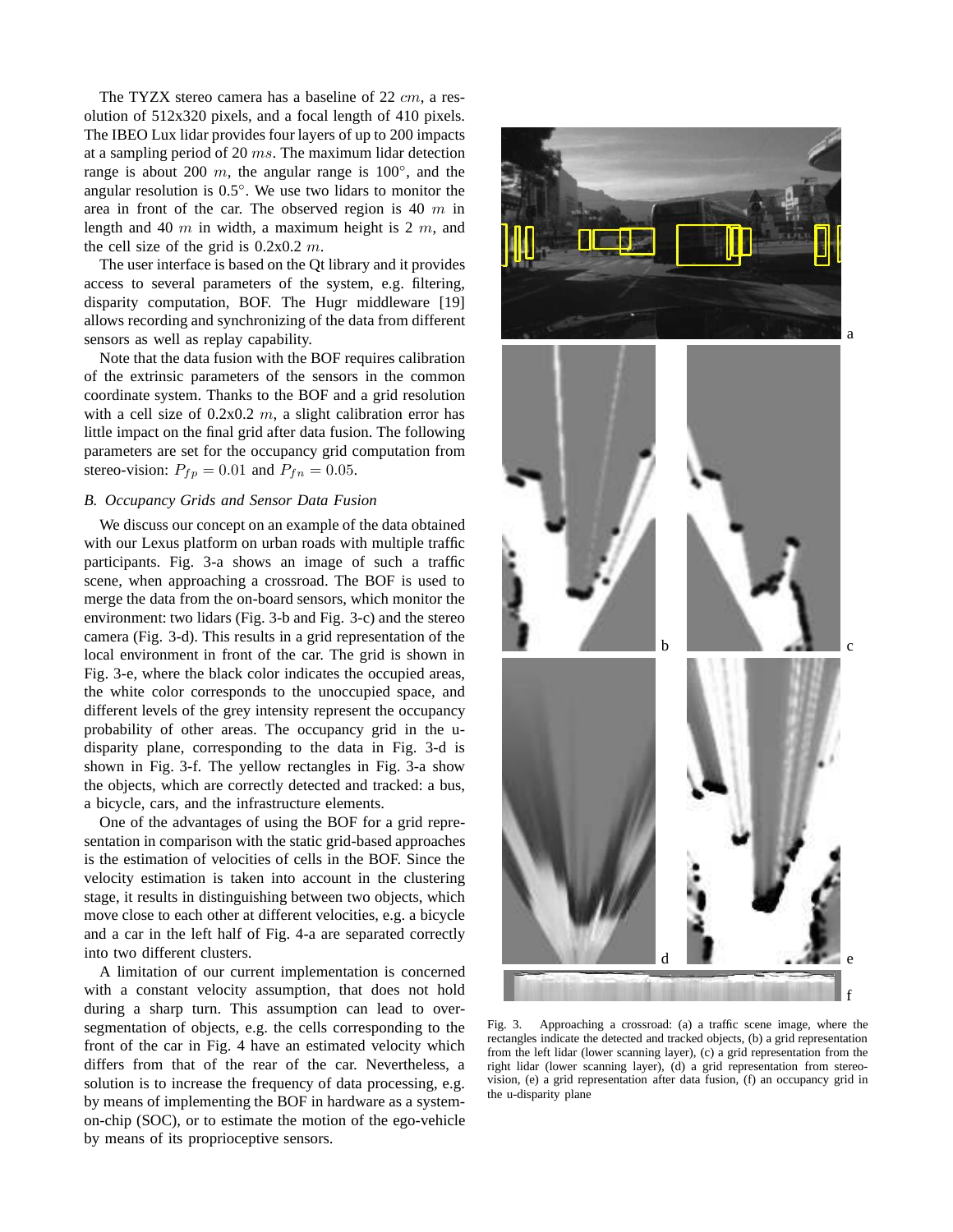The TYZX stereo camera has a baseline of 22 $cm$, a resolution of 512x320 pixels, and a focal length of 410 pixels. The IBEO Lux lidar provides four layers of up to 200 impacts at a sampling period of 20 $ms$. The maximum lidar detection range is about 200 $m$, the angular range is 100°, and the angular resolution is 0.5°. We use two lidars to monitor the area in front of the car. The observed region is 40 $m$ in length and 40 $m$ in width, a maximum height is 2 $m$, and the cell size of the grid is 0.2x0.2 $m$.

The user interface is based on the Qt library and it provides access to several parameters of the system, e.g. filtering, disparity computation, BOF. The Hugr middleware [19] allows recording and synchronizing of the data from different sensors as well as replay capability.

Note that the data fusion with the BOF requires calibration of the extrinsic parameters of the sensors in the common coordinate system. Thanks to the BOF and a grid resolution with a cell size of 0.2x0.2 $m$, a slight calibration error has little impact on the final grid after data fusion. The following parameters are set for the occupancy grid computation from stereo-vision: $P_{fp} = 0.01$ and $P_{fn} = 0.05$.

### *B. Occupancy Grids and Sensor Data Fusion*

We discuss our concept on an example of the data obtained with our Lexus platform on urban roads with multiple traffic participants. Fig. 3-a shows an image of such a traffic scene, when approaching a crossroad. The BOF is used to merge the data from the on-board sensors, which monitor the environment: two lidars (Fig. 3-b and Fig. 3-c) and the stereo camera (Fig. 3-d). This results in a grid representation of the local environment in front of the car. The grid is shown in Fig. 3-e, where the black color indicates the occupied areas, the white color corresponds to the unoccupied space, and different levels of the grey intensity represent the occupancy probability of other areas. The occupancy grid in the u-disparity plane, corresponding to the data in Fig. 3-d is shown in Fig. 3-f. The yellow rectangles in Fig. 3-a show the objects, which are correctly detected and tracked: a bus, a bicycle, cars, and the infrastructure elements.

One of the advantages of using the BOF for a grid representation in comparison with the static grid-based approaches is the estimation of velocities of cells in the BOF. Since the velocity estimation is taken into account in the clustering stage, it results in distinguishing between two objects, which move close to each other at different velocities, e.g. a bicycle and a car in the left half of Fig. 4-a are separated correctly into two different clusters.

A limitation of our current implementation is concerned with a constant velocity assumption, that does not hold during a sharp turn. This assumption can lead to over-segmentation of objects, e.g. the cells corresponding to the front of the car in Fig. 4 have an estimated velocity which differs from that of the rear of the car. Nevertheless, a solution is to increase the frequency of data processing, e.g. by means of implementing the BOF in hardware as a system-on-chip (SOC), or to estimate the motion of the ego-vehicle by means of its proprioceptive sensors.

Fig. 3. Approaching a crossroad: (a) a traffic scene image, where the rectangles indicate the detected and tracked objects, (b) a grid representation from the left lidar (lower scanning layer), (c) a grid representation from the right lidar (lower scanning layer), (d) a grid representation from stereo-vision, (e) a grid representation after data fusion, (f) an occupancy grid in the u-disparity plane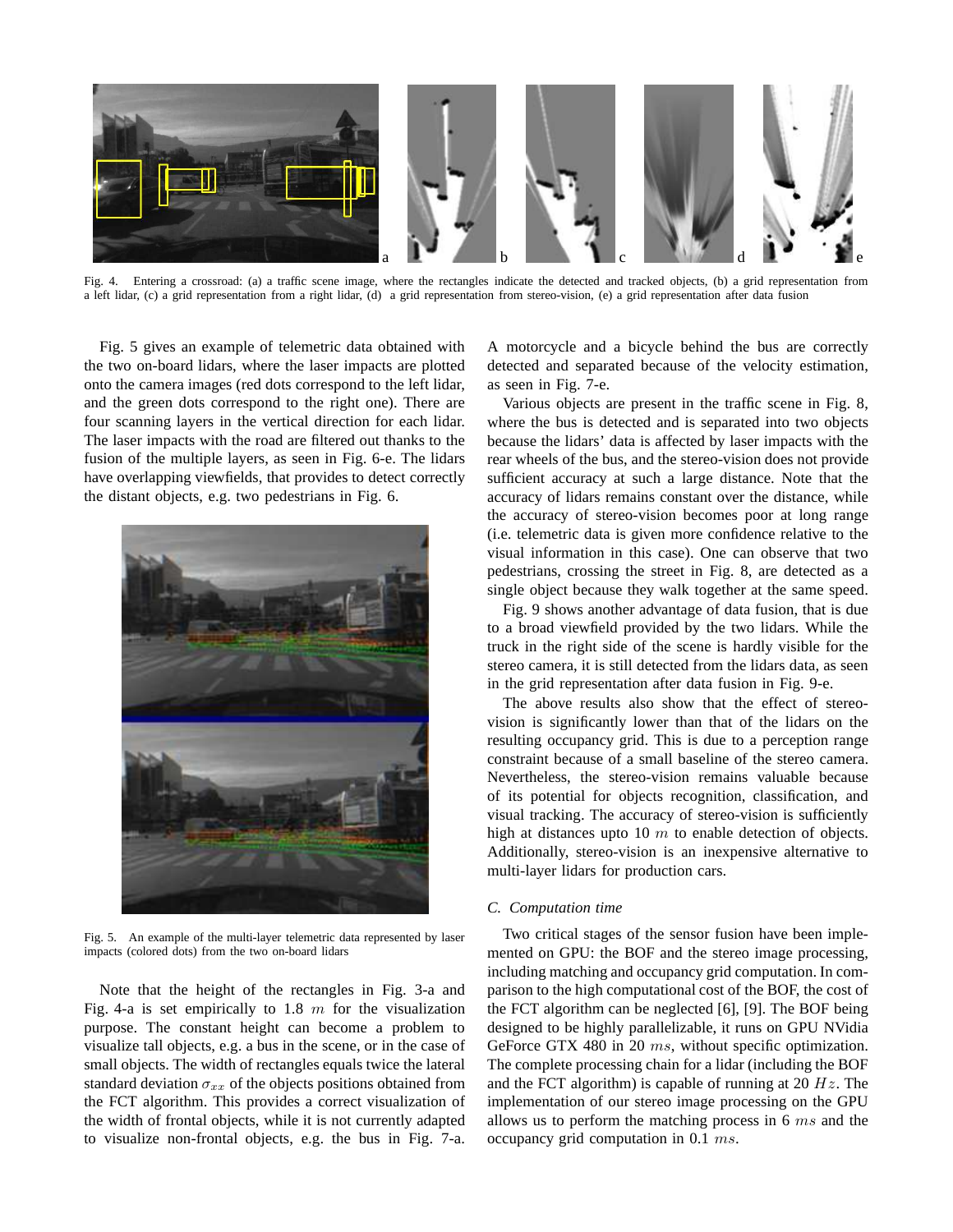Fig. 4. Entering a crossroad: (a) a traffic scene image, where the rectangles indicate the detected and tracked objects, (b) a grid representation from a left lidar, (c) a grid representation from a right lidar, (d) a grid representation from stereo-vision, (e) a grid representation after data fusion

Fig. 5 gives an example of telemetric data obtained with the two on-board lidars, where the laser impacts are plotted onto the camera images (red dots correspond to the left lidar, and the green dots correspond to the right one). There are four scanning layers in the vertical direction for each lidar. The laser impacts with the road are filtered out thanks to the fusion of the multiple layers, as seen in Fig. 6-e. The lidars have overlapping viewfields, that provides to detect correctly the distant objects, e.g. two pedestrians in Fig. 6.

Fig. 5. An example of the multi-layer telemetric data represented by laser impacts (colored dots) from the two on-board lidars

Note that the height of the rectangles in Fig. 3-a and Fig. 4-a is set empirically to 1.8 $m$ for the visualization purpose. The constant height can become a problem to visualize tall objects, e.g. a bus in the scene, or in the case of small objects. The width of rectangles equals twice the lateral standard deviation $\sigma_{xx}$ of the objects positions obtained from the FCT algorithm. This provides a correct visualization of the width of frontal objects, while it is not currently adapted to visualize non-frontal objects, e.g. the bus in Fig. 7-a. A motorcycle and a bicycle behind the bus are correctly detected and separated because of the velocity estimation, as seen in Fig. 7-e.

Various objects are present in the traffic scene in Fig. 8, where the bus is detected and is separated into two objects because the lidars' data is affected by laser impacts with the rear wheels of the bus, and the stereo-vision does not provide sufficient accuracy at such a large distance. Note that the accuracy of lidars remains constant over the distance, while the accuracy of stereo-vision becomes poor at long range (i.e. telemetric data is given more confidence relative to the visual information in this case). One can observe that two pedestrians, crossing the street in Fig. 8, are detected as a single object because they walk together at the same speed.

Fig. 9 shows another advantage of data fusion, that is due to a broad viewfield provided by the two lidars. While the truck in the right side of the scene is hardly visible for the stereo camera, it is still detected from the lidars data, as seen in the grid representation after data fusion in Fig. 9-e.

The above results also show that the effect of stereo-vision is significantly lower than that of the lidars on the resulting occupancy grid. This is due to a perception range constraint because of a small baseline of the stereo camera. Nevertheless, the stereo-vision remains valuable because of its potential for objects recognition, classification, and visual tracking. The accuracy of stereo-vision is sufficiently high at distances upto 10 $m$ to enable detection of objects. Additionally, stereo-vision is an inexpensive alternative to multi-layer lidars for production cars.

### C. Computation time

Two critical stages of the sensor fusion have been implemented on GPU: the BOF and the stereo image processing, including matching and occupancy grid computation. In comparison to the high computational cost of the BOF, the cost of the FCT algorithm can be neglected [6], [9]. The BOF being designed to be highly parallelizable, it runs on GPU NVidia GeForce GTX 480 in 20 $ms$, without specific optimization. The complete processing chain for a lidar (including the BOF and the FCT algorithm) is capable of running at 20 $Hz$. The implementation of our stereo image processing on the GPU allows us to perform the matching process in 6 $ms$ and the occupancy grid computation in 0.1 $ms$.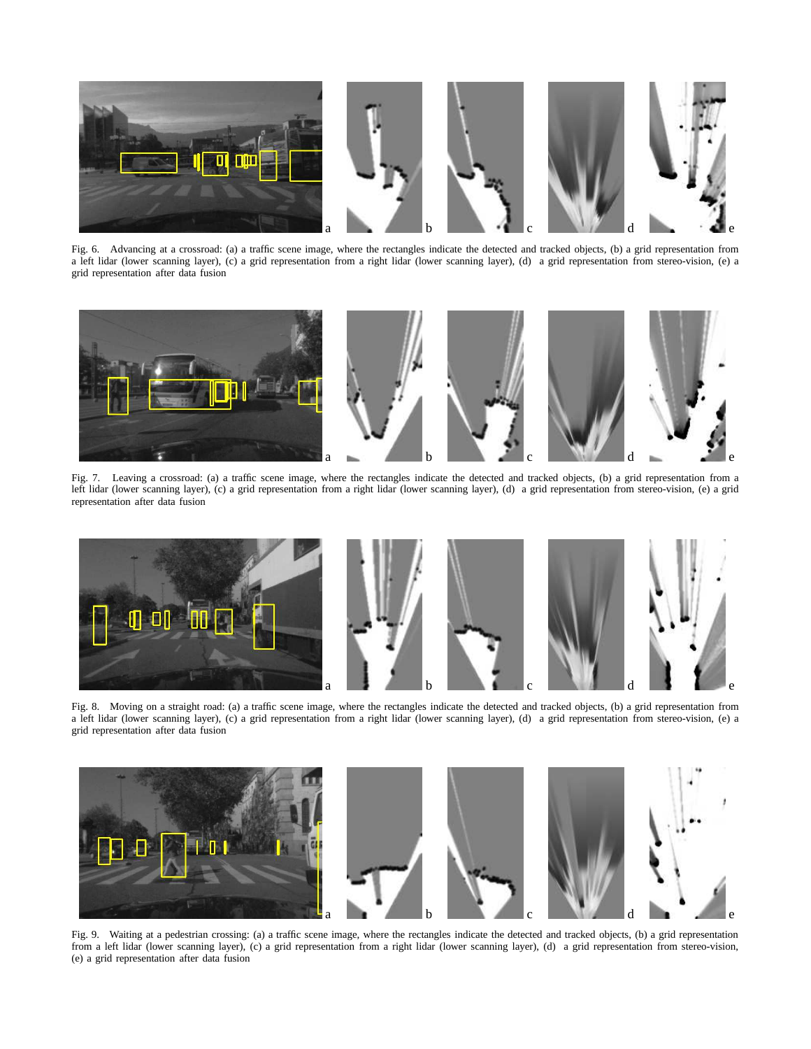Fig. 6. Advancing at a crossroad: (a) a traffic scene image, where the rectangles indicate the detected and tracked objects, (b) a grid representation from a left lidar (lower scanning layer), (c) a grid representation from a right lidar (lower scanning layer), (d) a grid representation from stereo-vision, (e) a grid representation after data fusion

Fig. 7. Leaving a crossroad: (a) a traffic scene image, where the rectangles indicate the detected and tracked objects, (b) a grid representation from a left lidar (lower scanning layer), (c) a grid representation from a right lidar (lower scanning layer), (d) a grid representation from stereo-vision, (e) a grid representation after data fusion

Fig. 8. Moving on a straight road: (a) a traffic scene image, where the rectangles indicate the detected and tracked objects, (b) a grid representation from a left lidar (lower scanning layer), (c) a grid representation from a right lidar (lower scanning layer), (d) a grid representation from stereo-vision, (e) a grid representation after data fusion

Fig. 9. Waiting at a pedestrian crossing: (a) a traffic scene image, where the rectangles indicate the detected and tracked objects, (b) a grid representation from a left lidar (lower scanning layer), (c) a grid representation from a right lidar (lower scanning layer), (d) a grid representation from stereo-vision, (e) a grid representation after data fusion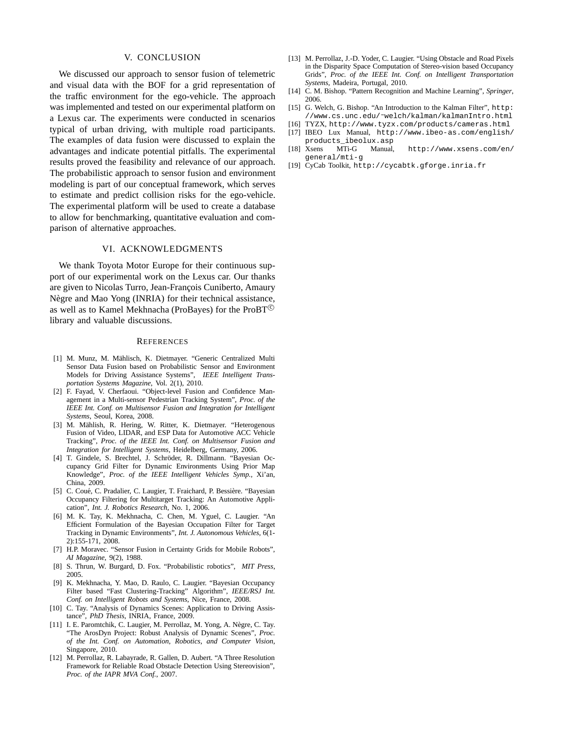## V. CONCLUSION

We discussed our approach to sensor fusion of telemetric and visual data with the BOF for a grid representation of the traffic environment for the ego-vehicle. The approach was implemented and tested on our experimental platform on a Lexus car. The experiments were conducted in scenarios typical of urban driving, with multiple road participants. The examples of data fusion were discussed to explain the advantages and indicate potential pitfalls. The experimental results proved the feasibility and relevance of our approach. The probabilistic approach to sensor fusion and environment modeling is part of our conceptual framework, which serves to estimate and predict collision risks for the ego-vehicle. The experimental platform will be used to create a database to allow for benchmarking, quantitative evaluation and comparison of alternative approaches.

## VI. ACKNOWLEDGMENTS

We thank Toyota Motor Europe for their continuous support of our experimental work on the Lexus car. Our thanks are given to Nicolas Turro, Jean-François Cuniberto, Amaury Nègre and Mao Yong (INRIA) for their technical assistance, as well as to Kamel Mekhnacha (ProBayes) for the ProBT© library and valuable discussions.

## REFERENCES

[1] M. Munz, M. Mählisch, K. Dietmayer. "Generic Centralized Multi Sensor Data Fusion based on Probabilistic Sensor and Environment Models for Driving Assistance Systems", *IEEE Intelligent Transportation Systems Magazine*, Vol. 2(1), 2010.

[2] F. Fayad, V. Cherfaoui. "Object-level Fusion and Confidence Management in a Multi-sensor Pedestrian Tracking System", *Proc. of the IEEE Int. Conf. on Multisensor Fusion and Integration for Intelligent Systems*, Seoul, Korea, 2008.

[3] M. Mählish, R. Hering, W. Ritter, K. Dietmayer. "Heterogenous Fusion of Video, LIDAR, and ESP Data for Automotive ACC Vehicle Tracking", *Proc. of the IEEE Int. Conf. on Multisensor Fusion and Integration for Intelligent Systems*, Heidelberg, Germany, 2006.

[4] T. Gindele, S. Brechtel, J. Schröder, R. Dillmann. "Bayesian Occupancy Grid Filter for Dynamic Environments Using Prior Map Knowledge", *Proc. of the IEEE Intelligent Vehicles Symp.*, Xi'an, China, 2009.

[5] C. Coué, C. Pradalier, C. Laugier, T. Fraichard, P. Bessière. "Bayesian Occupancy Filtering for Multitarget Tracking: An Automotive Application", *Int. J. Robotics Research*, No. 1, 2006.

[6] M. K. Tay, K. Mekhnacha, C. Chen, M. Yguel, C. Laugier. "An Efficient Formulation of the Bayesian Occupation Filter for Target Tracking in Dynamic Environments", *Int. J. Autonomous Vehicles*, 6(1-2):155-171, 2008.

[7] H.P. Moravec. "Sensor Fusion in Certainty Grids for Mobile Robots", *AI Magazine*, 9(2), 1988.

[8] S. Thrun, W. Burgard, D. Fox. "Probabilistic robotics", *MIT Press*, 2005.

[9] K. Mekhnacha, Y. Mao, D. Raulo, C. Laugier. "Bayesian Occupancy Filter based "Fast Clustering-Tracking" Algorithm", *IEEE/RSJ Int. Conf. on Intelligent Robots and Systems*, Nice, France, 2008.

[10] C. Tay. "Analysis of Dynamics Scenes: Application to Driving Assistance", *PhD Thesis*, INRIA, France, 2009.

[11] I. E. Paromtchik, C. Laugier, M. Perrollaz, M. Yong, A. Nègre, C. Tay. "The ArosDyn Project: Robust Analysis of Dynamic Scenes", *Proc. of the Int. Conf. on Automation, Robotics, and Computer Vision*, Singapore, 2010.

[12] M. Perrollaz, R. Labayrade, R. Gallen, D. Aubert. "A Three Resolution Framework for Reliable Road Obstacle Detection Using Stereovision", *Proc. of the IAPR MVA Conf.*, 2007.

[13] M. Perrollaz, J.-D. Yoder, C. Laugier. "Using Obstacle and Road Pixels in the Disparity Space Computation of Stereo-vision based Occupancy Grids", *Proc. of the IEEE Int. Conf. on Intelligent Transportation Systems*, Madeira, Portugal, 2010.

[14] C. M. Bishop. "Pattern Recognition and Machine Learning", *Springer*, 2006.

[15] G. Welch, G. Bishop. "An Introduction to the Kalman Filter", http://www.cs.unc.edu/~welch/kalman/kalmanIntro.html

[16] TYZX, http://www.tyzx.com/products/cameras.html

[17] IBEO Lux Manual, http://www.ibeo-as.com/english/products_ibeolux.asp

[18] Xsens MTi-G Manual, http://www.xsens.com/en/general/mti-g

[19] CyCab Toolkit, http://cycabtk.gforge.inria.fr